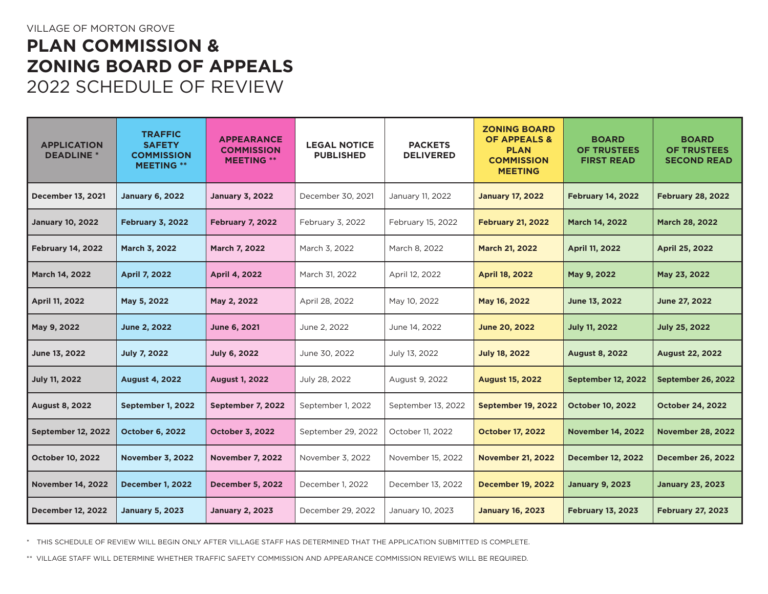VILLAGE OF MORTON GROVE

# PLAN COMMISSION & ZONING BOARD OF APPEALS

## 2022 SCHEDULE OF REVIEW

| APPLICATION DEADLINE * | TRAFFIC SAFETY COMMISSION MEETING ** | APPEARANCE COMMISSION MEETING ** | LEGAL NOTICE PUBLISHED | PACKETS DELIVERED | ZONING BOARD OF APPEALS & PLAN COMMISSION MEETING | BOARD OF TRUSTEES FIRST READ | BOARD OF TRUSTEES SECOND READ |
|---|---|---|---|---|---|---|---|
| **December 13, 2021** | **January 6, 2022** | **January 3, 2022** | December 30, 2021 | January 11, 2022 | **January 17, 2022** | **February 14, 2022** | **February 28, 2022** |
| **January 10, 2022** | **February 3, 2022** | **February 7, 2022** | February 3, 2022 | February 15, 2022 | **February 21, 2022** | **March 14, 2022** | **March 28, 2022** |
| **February 14, 2022** | **March 3, 2022** | **March 7, 2022** | March 3, 2022 | March 8, 2022 | **March 21, 2022** | **April 11, 2022** | **April 25, 2022** |
| **March 14, 2022** | **April 7, 2022** | **April 4, 2022** | March 31, 2022 | April 12, 2022 | **April 18, 2022** | **May 9, 2022** | **May 23, 2022** |
| **April 11, 2022** | **May 5, 2022** | **May 2, 2022** | April 28, 2022 | May 10, 2022 | **May 16, 2022** | **June 13, 2022** | **June 27, 2022** |
| **May 9, 2022** | **June 2, 2022** | **June 6, 2021** | June 2, 2022 | June 14, 2022 | **June 20, 2022** | **July 11, 2022** | **July 25, 2022** |
| **June 13, 2022** | **July 7, 2022** | **July 6, 2022** | June 30, 2022 | July 13, 2022 | **July 18, 2022** | **August 8, 2022** | **August 22, 2022** |
| **July 11, 2022** | **August 4, 2022** | **August 1, 2022** | July 28, 2022 | August 9, 2022 | **August 15, 2022** | **September 12, 2022** | **September 26, 2022** |
| **August 8, 2022** | **September 1, 2022** | **September 7, 2022** | September 1, 2022 | September 13, 2022 | **September 19, 2022** | **October 10, 2022** | **October 24, 2022** |
| **September 12, 2022** | **October 6, 2022** | **October 3, 2022** | September 29, 2022 | October 11, 2022 | **October 17, 2022** | **November 14, 2022** | **November 28, 2022** |
| **October 10, 2022** | **November 3, 2022** | **November 7, 2022** | November 3, 2022 | November 15, 2022 | **November 21, 2022** | **December 12, 2022** | **December 26, 2022** |
| **November 14, 2022** | **December 1, 2022** | **December 5, 2022** | December 1, 2022 | December 13, 2022 | **December 19, 2022** | **January 9, 2023** | **January 23, 2023** |
| **December 12, 2022** | **January 5, 2023** | **January 2, 2023** | December 29, 2022 | January 10, 2023 | **January 16, 2023** | **February 13, 2023** | **February 27, 2023** |

\* THIS SCHEDULE OF REVIEW WILL BEGIN ONLY AFTER VILLAGE STAFF HAS DETERMINED THAT THE APPLICATION SUBMITTED IS COMPLETE.

\*\* VILLAGE STAFF WILL DETERMINE WHETHER TRAFFIC SAFETY COMMISSION AND APPEARANCE COMMISSION REVIEWS WILL BE REQUIRED.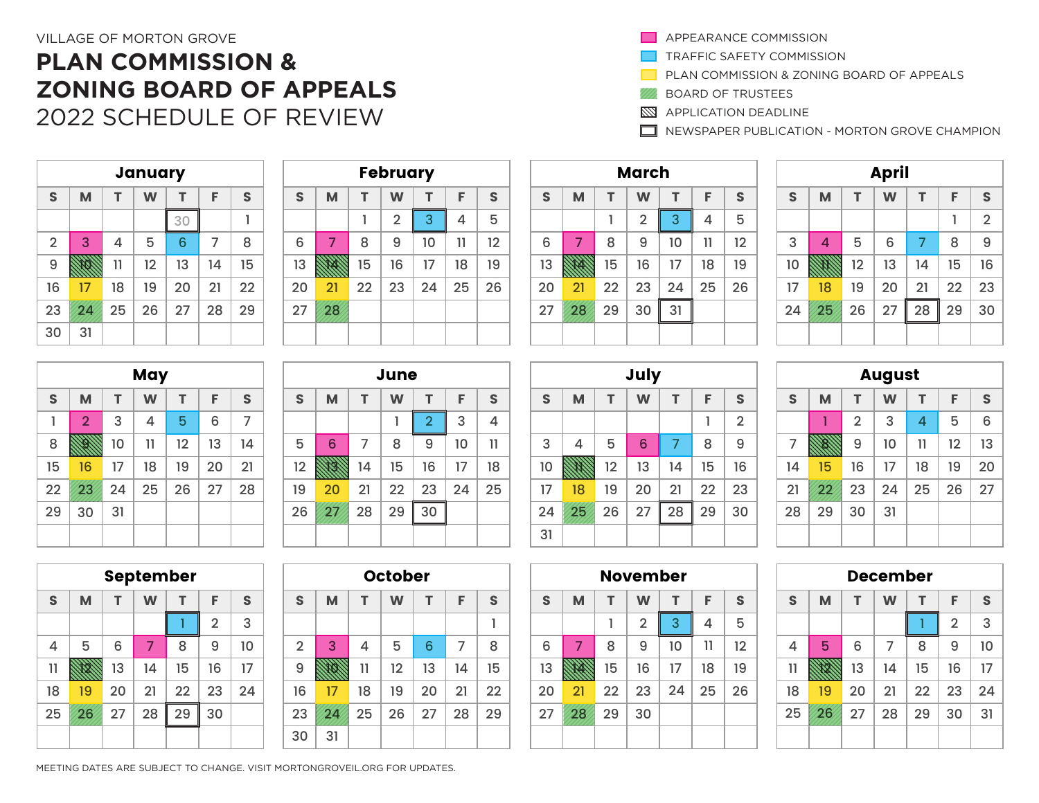VILLAGE OF MORTON GROVE

# PLAN COMMISSION & ZONING BOARD OF APPEALS

## 2022 SCHEDULE OF REVIEW

- APPEARANCE COMMISSION
- TRAFFIC SAFETY COMMISSION
- PLAN COMMISSION & ZONING BOARD OF APPEALS
- BOARD OF TRUSTEES
- APPLICATION DEADLINE
- NEWSPAPER PUBLICATION - MORTON GROVE CHAMPION

### January

| S | M | T | W | T | F | S |
|---|---|---|---|---|---|---|
| | | | | 30 | | 1 |
| 2 | 3 | 4 | 5 | 6 | 7 | 8 |
| 9 | 10 | 11 | 12 | 13 | 14 | 15 |
| 16 | 17 | 18 | 19 | 20 | 21 | 22 |
| 23 | 24 | 25 | 26 | 27 | 28 | 29 |
| 30 | 31 | | | | | |

### February

| S | M | T | W | T | F | S |
|---|---|---|---|---|---|---|
| | | 1 | 2 | 3 | 4 | 5 |
| 6 | 7 | 8 | 9 | 10 | 11 | 12 |
| 13 | 14 | 15 | 16 | 17 | 18 | 19 |
| 20 | 21 | 22 | 23 | 24 | 25 | 26 |
| 27 | 28 | | | | | |

### March

| S | M | T | W | T | F | S |
|---|---|---|---|---|---|---|
| | | 1 | 2 | 3 | 4 | 5 |
| 6 | 7 | 8 | 9 | 10 | 11 | 12 |
| 13 | 14 | 15 | 16 | 17 | 18 | 19 |
| 20 | 21 | 22 | 23 | 24 | 25 | 26 |
| 27 | 28 | 29 | 30 | 31 | | |

### April

| S | M | T | W | T | F | S |
|---|---|---|---|---|---|---|
| | | | | | 1 | 2 |
| 3 | 4 | 5 | 6 | 7 | 8 | 9 |
| 10 | 11 | 12 | 13 | 14 | 15 | 16 |
| 17 | 18 | 19 | 20 | 21 | 22 | 23 |
| 24 | 25 | 26 | 27 | 28 | 29 | 30 |

### May

| S | M | T | W | T | F | S |
|---|---|---|---|---|---|---|
| 1 | 2 | 3 | 4 | 5 | 6 | 7 |
| 8 | 9 | 10 | 11 | 12 | 13 | 14 |
| 15 | 16 | 17 | 18 | 19 | 20 | 21 |
| 22 | 23 | 24 | 25 | 26 | 27 | 28 |
| 29 | 30 | 31 | | | | |

### June

| S | M | T | W | T | F | S |
|---|---|---|---|---|---|---|
| | | | 1 | 2 | 3 | 4 |
| 5 | 6 | 7 | 8 | 9 | 10 | 11 |
| 12 | 13 | 14 | 15 | 16 | 17 | 18 |
| 19 | 20 | 21 | 22 | 23 | 24 | 25 |
| 26 | 27 | 28 | 29 | 30 | | |

### July

| S | M | T | W | T | F | S |
|---|---|---|---|---|---|---|
| | | | | | 1 | 2 |
| 3 | 4 | 5 | 6 | 7 | 8 | 9 |
| 10 | 11 | 12 | 13 | 14 | 15 | 16 |
| 17 | 18 | 19 | 20 | 21 | 22 | 23 |
| 24 | 25 | 26 | 27 | 28 | 29 | 30 |
| 31 | | | | | | |

### August

| S | M | T | W | T | F | S |
|---|---|---|---|---|---|---|
| | 1 | 2 | 3 | 4 | 5 | 6 |
| 7 | 8 | 9 | 10 | 11 | 12 | 13 |
| 14 | 15 | 16 | 17 | 18 | 19 | 20 |
| 21 | 22 | 23 | 24 | 25 | 26 | 27 |
| 28 | 29 | 30 | 31 | | | |

### September

| S | M | T | W | T | F | S |
|---|---|---|---|---|---|---|
| | | | | 1 | 2 | 3 |
| 4 | 5 | 6 | 7 | 8 | 9 | 10 |
| 11 | 12 | 13 | 14 | 15 | 16 | 17 |
| 18 | 19 | 20 | 21 | 22 | 23 | 24 |
| 25 | 26 | 27 | 28 | 29 | 30 | |

### October

| S | M | T | W | T | F | S |
|---|---|---|---|---|---|---|
| | | | | | | 1 |
| 2 | 3 | 4 | 5 | 6 | 7 | 8 |
| 9 | 10 | 11 | 12 | 13 | 14 | 15 |
| 16 | 17 | 18 | 19 | 20 | 21 | 22 |
| 23 | 24 | 25 | 26 | 27 | 28 | 29 |
| 30 | 31 | | | | | |

### November

| S | M | T | W | T | F | S |
|---|---|---|---|---|---|---|
| | | 1 | 2 | 3 | 4 | 5 |
| 6 | 7 | 8 | 9 | 10 | 11 | 12 |
| 13 | 14 | 15 | 16 | 17 | 18 | 19 |
| 20 | 21 | 22 | 23 | 24 | 25 | 26 |
| 27 | 28 | 29 | 30 | | | |

### December

| S | M | T | W | T | F | S |
|---|---|---|---|---|---|---|
| | | | | 1 | 2 | 3 |
| 4 | 5 | 6 | 7 | 8 | 9 | 10 |
| 11 | 12 | 13 | 14 | 15 | 16 | 17 |
| 18 | 19 | 20 | 21 | 22 | 23 | 24 |
| 25 | 26 | 27 | 28 | 29 | 30 | 31 |

MEETING DATES ARE SUBJECT TO CHANGE. VISIT MORTONGROVEIL.ORG FOR UPDATES.